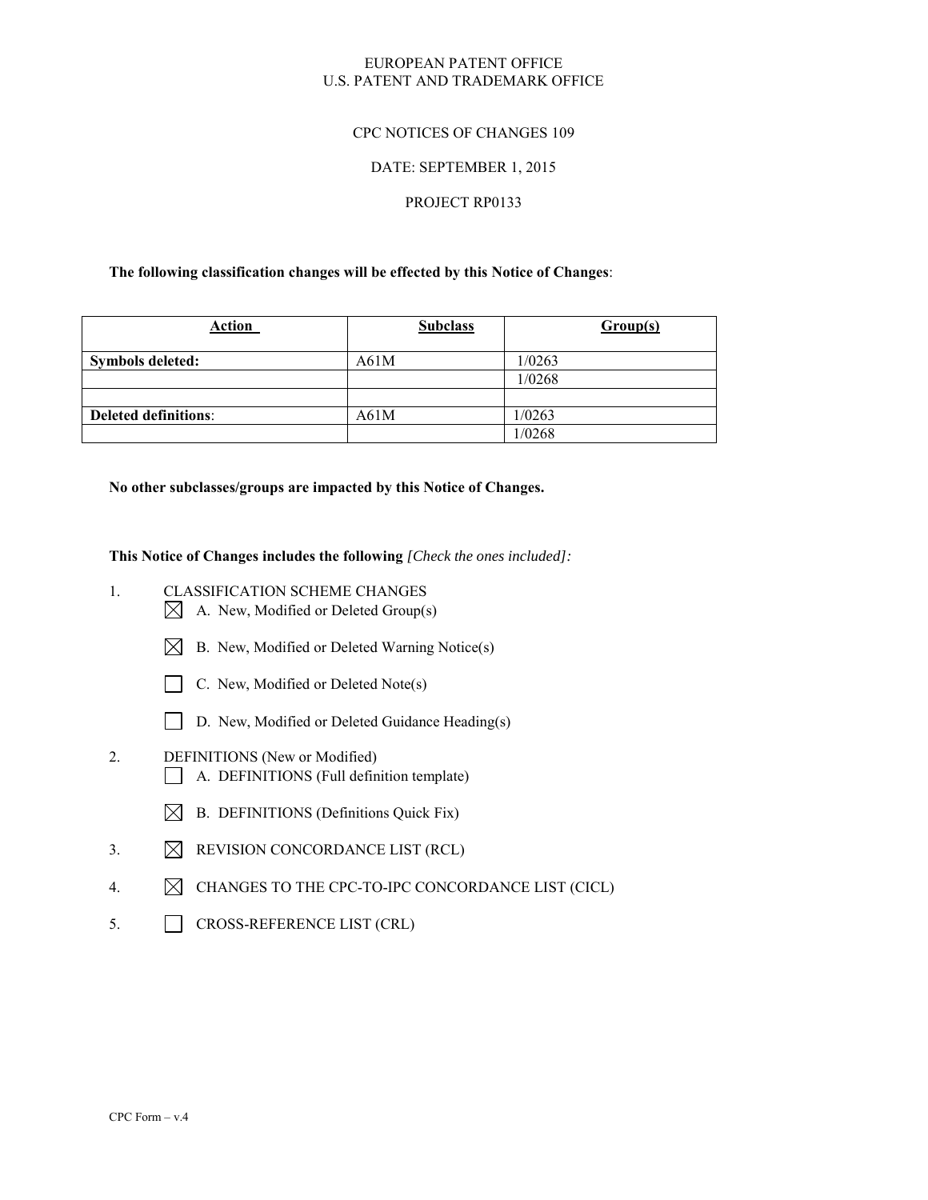EUROPEAN PATENT OFFICE
U.S. PATENT AND TRADEMARK OFFICE

CPC NOTICES OF CHANGES 109

DATE: SEPTEMBER 1, 2015

PROJECT RP0133

**The following classification changes will be effected by this Notice of Changes**:

| Action | Subclass | Group(s) |
| --- | --- | --- |
| **Symbols deleted:** | A61M | 1/0263 |
| | | 1/0268 |
| | | |
| **Deleted definitions**: | A61M | 1/0263 |
| | | 1/0268 |

**No other subclasses/groups are impacted by this Notice of Changes.**

**This Notice of Changes includes the following** *[Check the ones included]:*

1. CLASSIFICATION SCHEME CHANGES
   - ☒ A. New, Modified or Deleted Group(s)
   - ☒ B. New, Modified or Deleted Warning Notice(s)
   - ☐ C. New, Modified or Deleted Note(s)
   - ☐ D. New, Modified or Deleted Guidance Heading(s)
2. DEFINITIONS (New or Modified)
   - ☐ A. DEFINITIONS (Full definition template)
   - ☒ B. DEFINITIONS (Definitions Quick Fix)
3. ☒ REVISION CONCORDANCE LIST (RCL)
4. ☒ CHANGES TO THE CPC-TO-IPC CONCORDANCE LIST (CICL)
5. ☐ CROSS-REFERENCE LIST (CRL)

CPC Form – v.4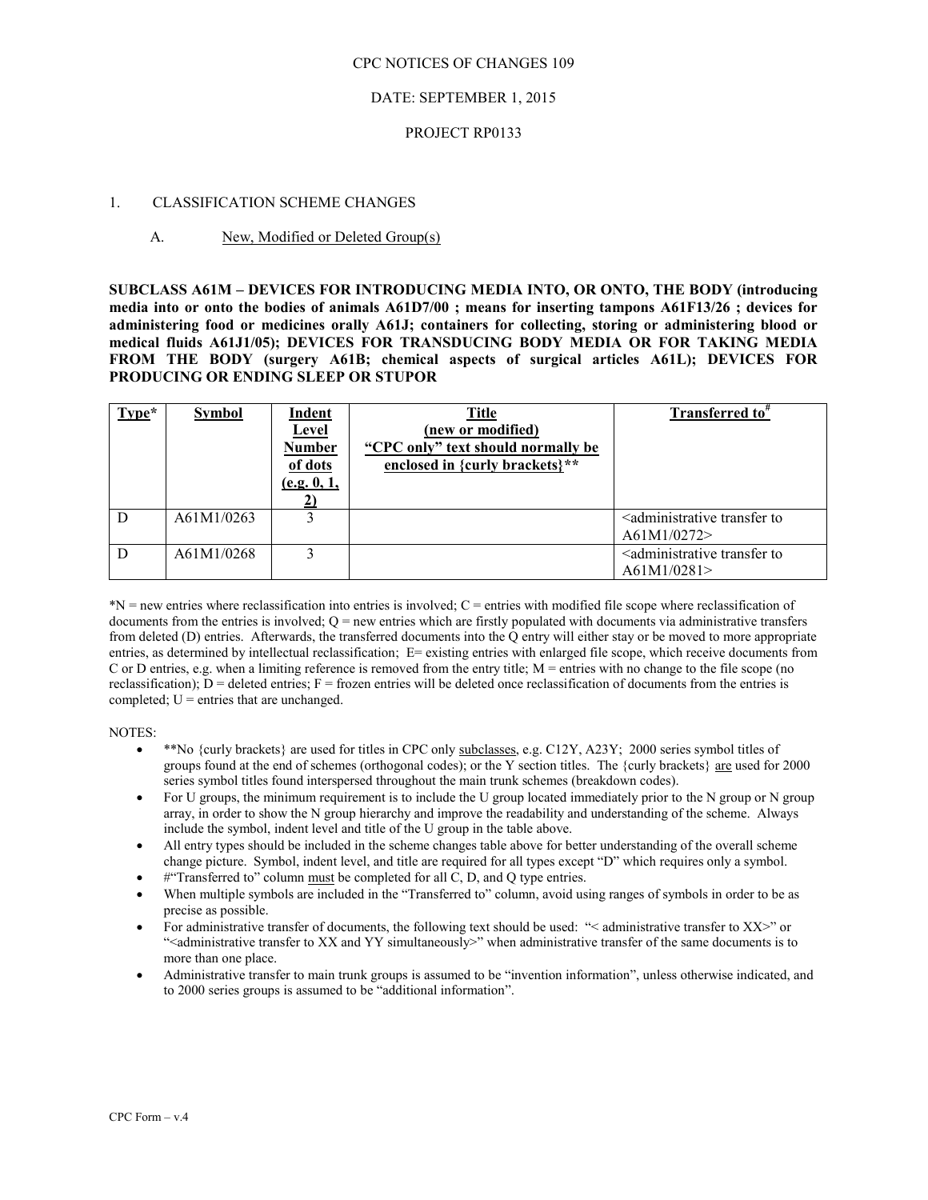CPC NOTICES OF CHANGES 109

DATE: SEPTEMBER 1, 2015

PROJECT RP0133

1. CLASSIFICATION SCHEME CHANGES

A. New, Modified or Deleted Group(s)

**SUBCLASS A61M – DEVICES FOR INTRODUCING MEDIA INTO, OR ONTO, THE BODY (introducing media into or onto the bodies of animals A61D7/00 ; means for inserting tampons A61F13/26 ; devices for administering food or medicines orally A61J; containers for collecting, storing or administering blood or medical fluids A61J1/05); DEVICES FOR TRANSDUCING BODY MEDIA OR FOR TAKING MEDIA FROM THE BODY (surgery A61B; chemical aspects of surgical articles A61L); DEVICES FOR PRODUCING OR ENDING SLEEP OR STUPOR**

| Type* | Symbol | Indent Level Number of dots (e.g. 0, 1, 2) | Title (new or modified) "CPC only" text should normally be enclosed in {curly brackets}** | Transferred to# |
|---|---|---|---|---|
| D | A61M1/0263 | 3 | | <administrative transfer to A61M1/0272> |
| D | A61M1/0268 | 3 | | <administrative transfer to A61M1/0281> |

*N = new entries where reclassification into entries is involved; C = entries with modified file scope where reclassification of documents from the entries is involved; Q = new entries which are firstly populated with documents via administrative transfers from deleted (D) entries. Afterwards, the transferred documents into the Q entry will either stay or be moved to more appropriate entries, as determined by intellectual reclassification; E= existing entries with enlarged file scope, which receive documents from C or D entries, e.g. when a limiting reference is removed from the entry title; M = entries with no change to the file scope (no reclassification); D = deleted entries; F = frozen entries will be deleted once reclassification of documents from the entries is completed; U = entries that are unchanged.

NOTES:

- **No {curly brackets} are used for titles in CPC only subclasses, e.g. C12Y, A23Y; 2000 series symbol titles of groups found at the end of schemes (orthogonal codes); or the Y section titles. The {curly brackets} are used for 2000 series symbol titles found interspersed throughout the main trunk schemes (breakdown codes).
- For U groups, the minimum requirement is to include the U group located immediately prior to the N group or N group array, in order to show the N group hierarchy and improve the readability and understanding of the scheme. Always include the symbol, indent level and title of the U group in the table above.
- All entry types should be included in the scheme changes table above for better understanding of the overall scheme change picture. Symbol, indent level, and title are required for all types except "D" which requires only a symbol.
- #"Transferred to" column must be completed for all C, D, and Q type entries.
- When multiple symbols are included in the "Transferred to" column, avoid using ranges of symbols in order to be as precise as possible.
- For administrative transfer of documents, the following text should be used: "< administrative transfer to XX>" or "<administrative transfer to XX and YY simultaneously>" when administrative transfer of the same documents is to more than one place.
- Administrative transfer to main trunk groups is assumed to be "invention information", unless otherwise indicated, and to 2000 series groups is assumed to be "additional information".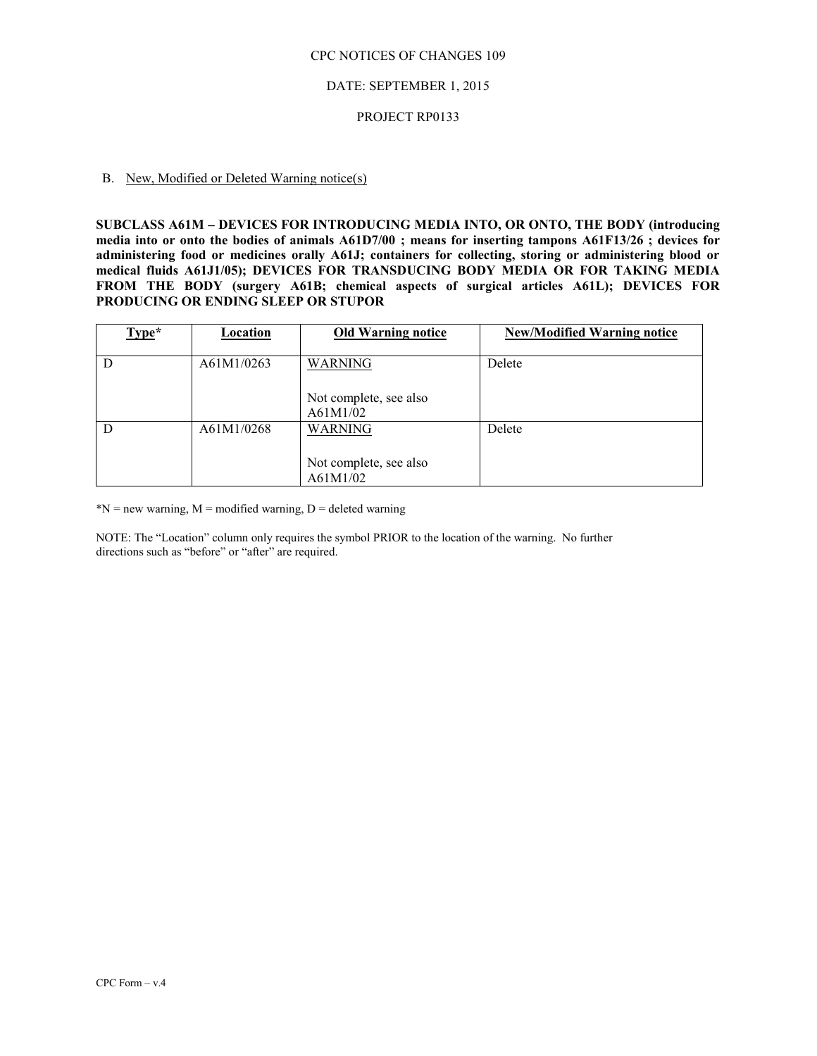CPC NOTICES OF CHANGES 109

DATE: SEPTEMBER 1, 2015

PROJECT RP0133

B. New, Modified or Deleted Warning notice(s)

**SUBCLASS A61M – DEVICES FOR INTRODUCING MEDIA INTO, OR ONTO, THE BODY (introducing media into or onto the bodies of animals A61D7/00 ; means for inserting tampons A61F13/26 ; devices for administering food or medicines orally A61J; containers for collecting, storing or administering blood or medical fluids A61J1/05); DEVICES FOR TRANSDUCING BODY MEDIA OR FOR TAKING MEDIA FROM THE BODY (surgery A61B; chemical aspects of surgical articles A61L); DEVICES FOR PRODUCING OR ENDING SLEEP OR STUPOR**

| Type* | Location | Old Warning notice | New/Modified Warning notice |
|---|---|---|---|
| D | A61M1/0263 | WARNING<br><br>Not complete, see also A61M1/02 | Delete |
| D | A61M1/0268 | WARNING<br><br>Not complete, see also A61M1/02 | Delete |

*N = new warning, M = modified warning, D = deleted warning

NOTE: The "Location" column only requires the symbol PRIOR to the location of the warning. No further directions such as "before" or "after" are required.

CPC Form – v.4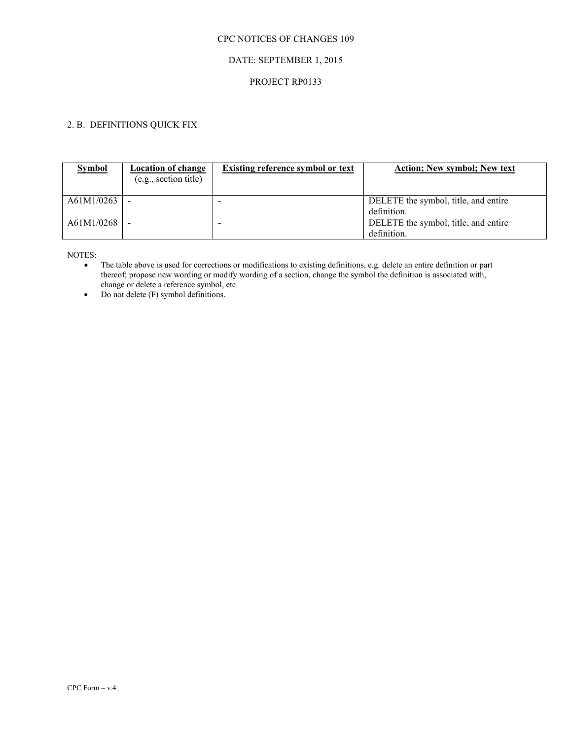CPC NOTICES OF CHANGES 109

DATE: SEPTEMBER 1, 2015

PROJECT RP0133

## 2. B. DEFINITIONS QUICK FIX

| **Symbol** | **Location of change** (e.g., section title) | **Existing reference symbol or text** | **Action; New symbol; New text** |
|---|---|---|---|
| A61M1/0263 | - | - | DELETE the symbol, title, and entire definition. |
| A61M1/0268 | - | - | DELETE the symbol, title, and entire definition. |

NOTES:

- The table above is used for corrections or modifications to existing definitions, e.g. delete an entire definition or part thereof; propose new wording or modify wording of a section, change the symbol the definition is associated with, change or delete a reference symbol, etc.
- Do not delete (F) symbol definitions.

CPC Form – v.4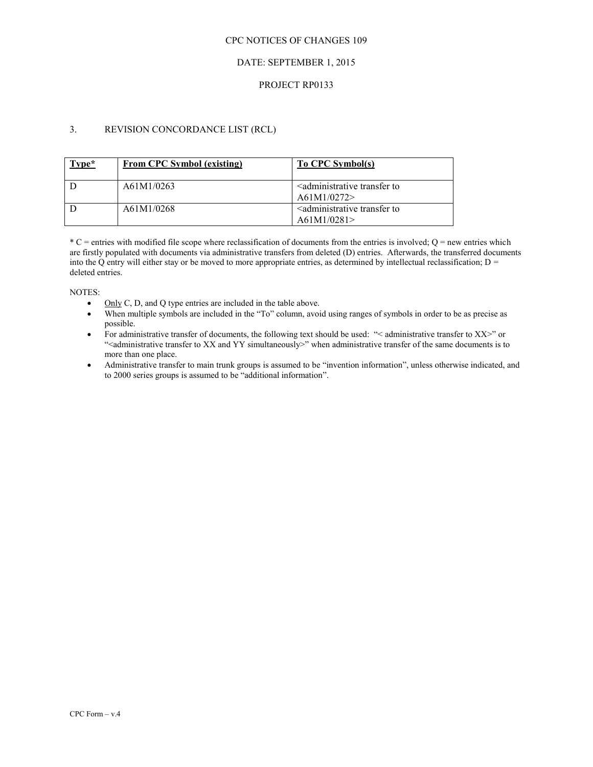CPC NOTICES OF CHANGES 109

DATE: SEPTEMBER 1, 2015

PROJECT RP0133

## 3. REVISION CONCORDANCE LIST (RCL)

| Type* | From CPC Symbol (existing) | To CPC Symbol(s) |
|---|---|---|
| D | A61M1/0263 | <administrative transfer to A61M1/0272> |
| D | A61M1/0268 | <administrative transfer to A61M1/0281> |

* C = entries with modified file scope where reclassification of documents from the entries is involved; Q = new entries which are firstly populated with documents via administrative transfers from deleted (D) entries. Afterwards, the transferred documents into the Q entry will either stay or be moved to more appropriate entries, as determined by intellectual reclassification; D = deleted entries.

NOTES:

- Only C, D, and Q type entries are included in the table above.
- When multiple symbols are included in the "To" column, avoid using ranges of symbols in order to be as precise as possible.
- For administrative transfer of documents, the following text should be used: "< administrative transfer to XX>" or "<administrative transfer to XX and YY simultaneously>" when administrative transfer of the same documents is to more than one place.
- Administrative transfer to main trunk groups is assumed to be "invention information", unless otherwise indicated, and to 2000 series groups is assumed to be "additional information".

CPC Form – v.4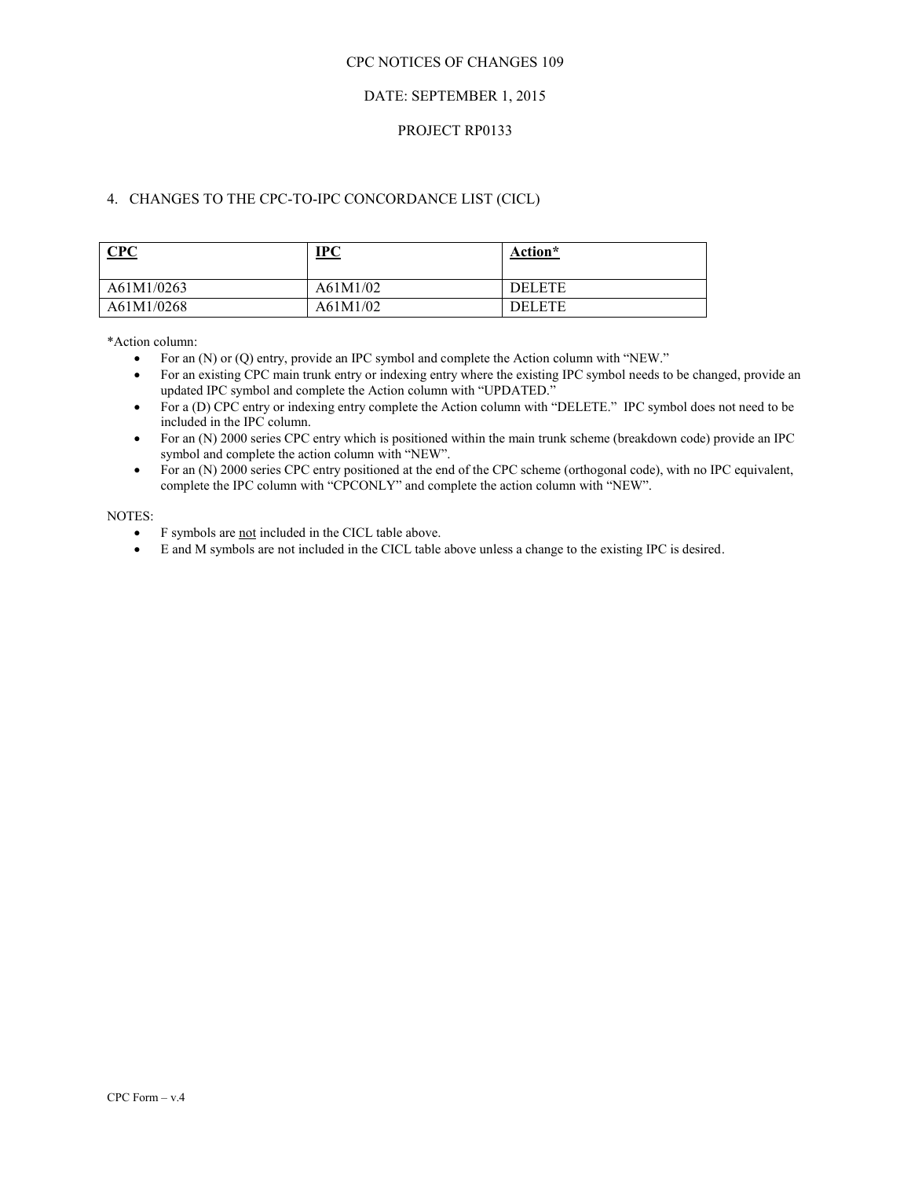CPC NOTICES OF CHANGES 109

DATE: SEPTEMBER 1, 2015

PROJECT RP0133

## 4. CHANGES TO THE CPC-TO-IPC CONCORDANCE LIST (CICL)

| CPC | IPC | Action* |
|---|---|---|
| A61M1/0263 | A61M1/02 | DELETE |
| A61M1/0268 | A61M1/02 | DELETE |

*Action column:

- For an (N) or (Q) entry, provide an IPC symbol and complete the Action column with "NEW."
- For an existing CPC main trunk entry or indexing entry where the existing IPC symbol needs to be changed, provide an updated IPC symbol and complete the Action column with "UPDATED."
- For a (D) CPC entry or indexing entry complete the Action column with "DELETE." IPC symbol does not need to be included in the IPC column.
- For an (N) 2000 series CPC entry which is positioned within the main trunk scheme (breakdown code) provide an IPC symbol and complete the action column with "NEW".
- For an (N) 2000 series CPC entry positioned at the end of the CPC scheme (orthogonal code), with no IPC equivalent, complete the IPC column with "CPCONLY" and complete the action column with "NEW".

NOTES:

- F symbols are not included in the CICL table above.
- E and M symbols are not included in the CICL table above unless a change to the existing IPC is desired.